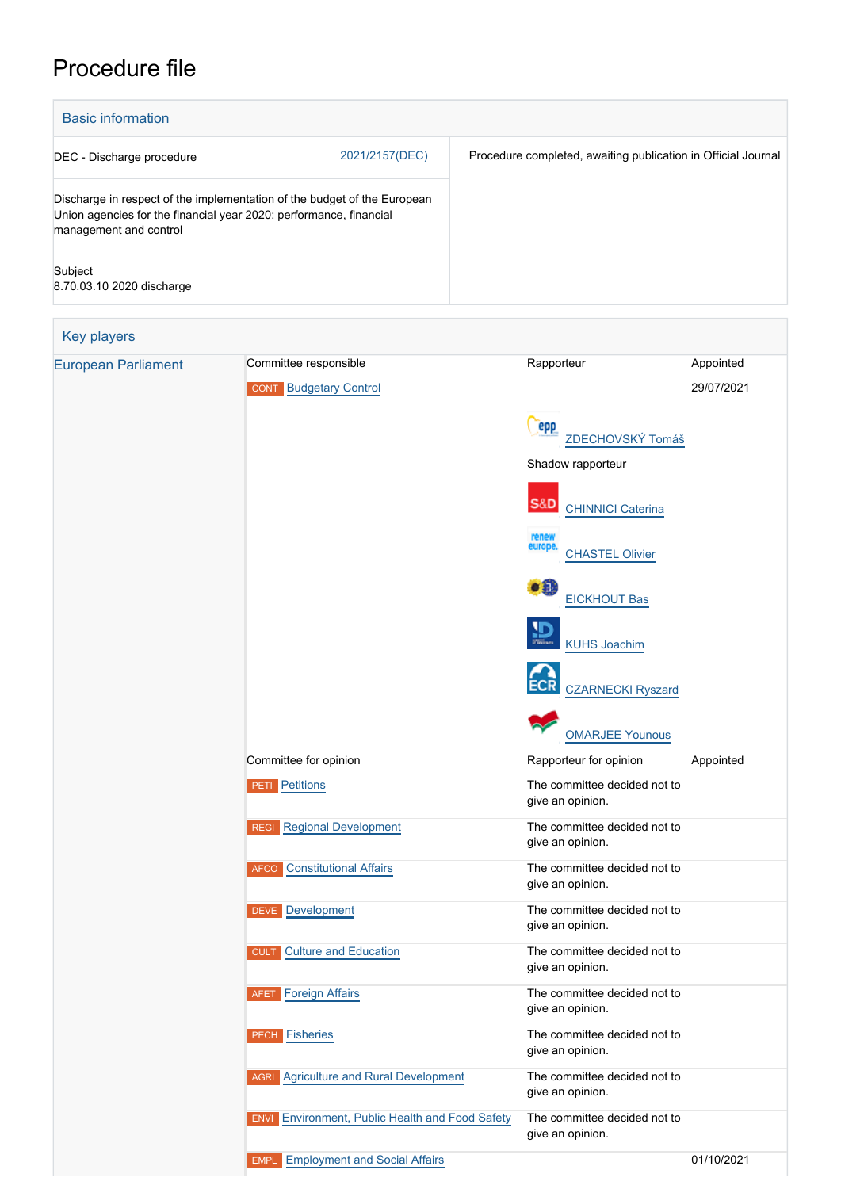# Procedure file

## Basic information

| | |
|---|---|
| DEC - Discharge procedure 2021/2157(DEC) | Procedure completed, awaiting publication in Official Journal |
| Discharge in respect of the implementation of the budget of the European Union agencies for the financial year 2020: performance, financial management and control | |
| Subject<br>8.70.03.10 2020 discharge | |

## Key players

| | Committee responsible | Rapporteur | Appointed |
|---|---|---|---|
| European Parliament | CONT Budgetary Control | | 29/07/2021 |
| | | ZDECHOVSKÝ Tomáš | |
| | | Shadow rapporteur | |
| | | CHINNICI Caterina | |
| | | CHASTEL Olivier | |
| | | EICKHOUT Bas | |
| | | KUHS Joachim | |
| | | CZARNECKI Ryszard | |
| | | OMARJEE Younous | |
| | Committee for opinion | Rapporteur for opinion | Appointed |
| | PETI Petitions | The committee decided not to give an opinion. | |
| | REGI Regional Development | The committee decided not to give an opinion. | |
| | AFCO Constitutional Affairs | The committee decided not to give an opinion. | |
| | DEVE Development | The committee decided not to give an opinion. | |
| | CULT Culture and Education | The committee decided not to give an opinion. | |
| | AFET Foreign Affairs | The committee decided not to give an opinion. | |
| | PECH Fisheries | The committee decided not to give an opinion. | |
| | AGRI Agriculture and Rural Development | The committee decided not to give an opinion. | |
| | ENVI Environment, Public Health and Food Safety | The committee decided not to give an opinion. | |
| | EMPL Employment and Social Affairs | | 01/10/2021 |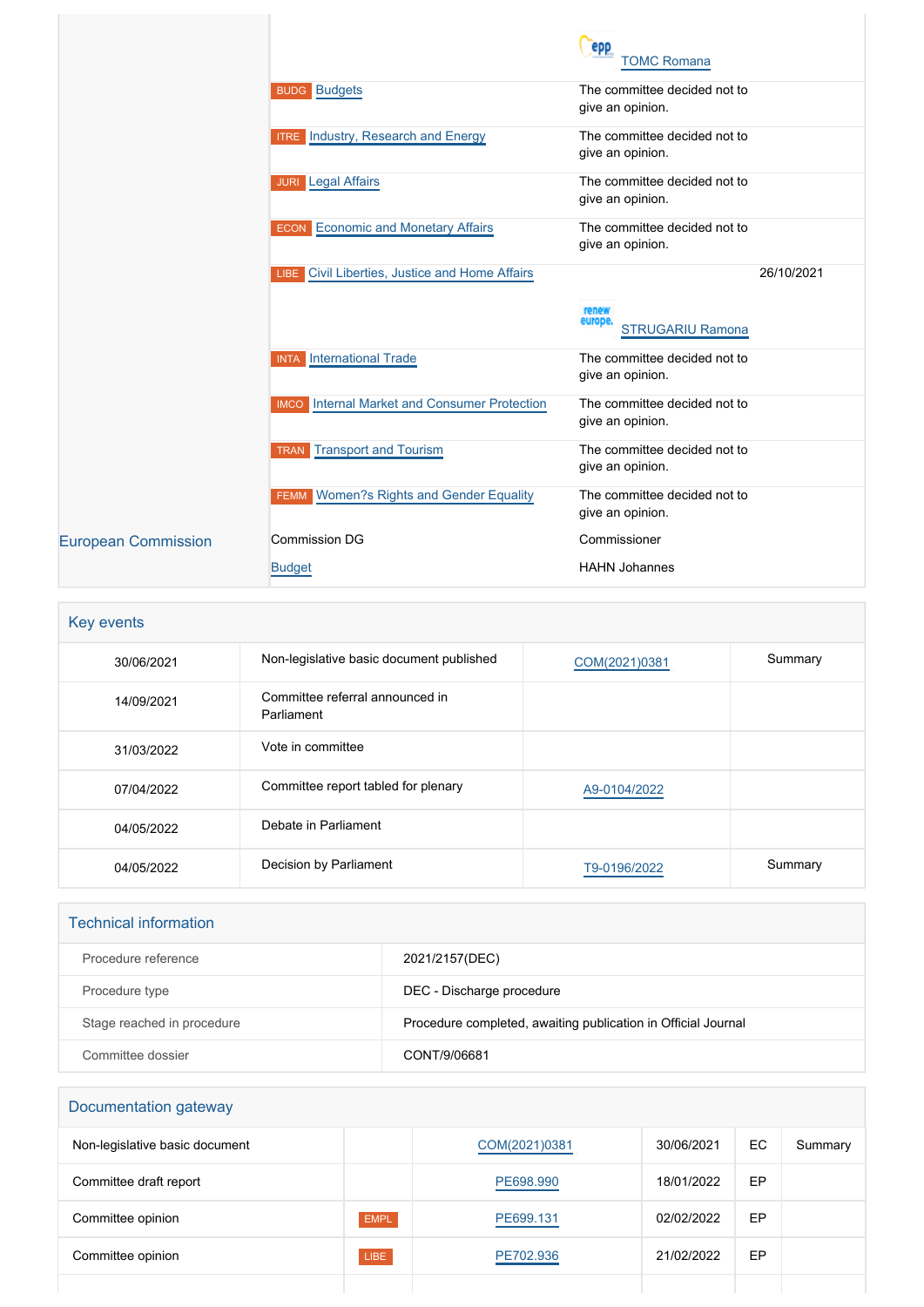| | | | |
|---|---|---|---|
| | | TOMC Romana | |
| | BUDG Budgets | The committee decided not to give an opinion. | |
| | ITRE Industry, Research and Energy | The committee decided not to give an opinion. | |
| | JURI Legal Affairs | The committee decided not to give an opinion. | |
| | ECON Economic and Monetary Affairs | The committee decided not to give an opinion. | |
| | LIBE Civil Liberties, Justice and Home Affairs | | 26/10/2021 |
| | | STRUGARIU Ramona | |
| | INTA International Trade | The committee decided not to give an opinion. | |
| | IMCO Internal Market and Consumer Protection | The committee decided not to give an opinion. | |
| | TRAN Transport and Tourism | The committee decided not to give an opinion. | |
| | FEMM Women?s Rights and Gender Equality | The committee decided not to give an opinion. | |
| European Commission | Commission DG | Commissioner | |
| | Budget | HAHN Johannes | |

## Key events

| | | | |
|---|---|---|---|
| 30/06/2021 | Non-legislative basic document published | COM(2021)0381 | Summary |
| 14/09/2021 | Committee referral announced in Parliament | | |
| 31/03/2022 | Vote in committee | | |
| 07/04/2022 | Committee report tabled for plenary | A9-0104/2022 | |
| 04/05/2022 | Debate in Parliament | | |
| 04/05/2022 | Decision by Parliament | T9-0196/2022 | Summary |

## Technical information

| | |
|---|---|
| Procedure reference | 2021/2157(DEC) |
| Procedure type | DEC - Discharge procedure |
| Stage reached in procedure | Procedure completed, awaiting publication in Official Journal |
| Committee dossier | CONT/9/06681 |

## Documentation gateway

| | | | | | |
|---|---|---|---|---|---|
| Non-legislative basic document | | COM(2021)0381 | 30/06/2021 | EC | Summary |
| Committee draft report | | PE698.990 | 18/01/2022 | EP | |
| Committee opinion | EMPL | PE699.131 | 02/02/2022 | EP | |
| Committee opinion | LIBE | PE702.936 | 21/02/2022 | EP | |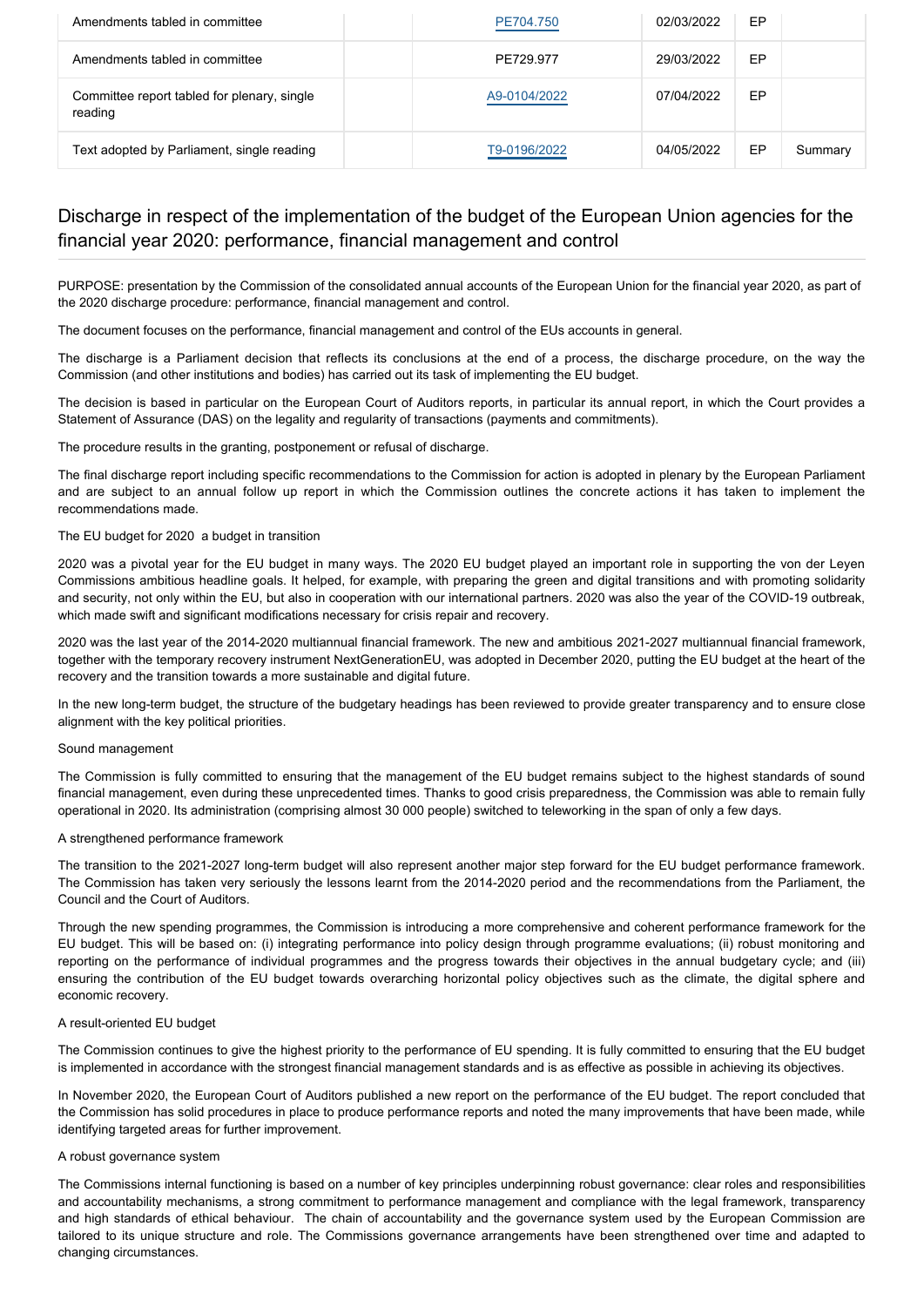| Amendments tabled in committee | | PE704.750 | 02/03/2022 | EP | |
|---|---|---|---|---|---|
| Amendments tabled in committee | | PE729.977 | 29/03/2022 | EP | |
| Committee report tabled for plenary, single reading | | A9-0104/2022 | 07/04/2022 | EP | |
| Text adopted by Parliament, single reading | | T9-0196/2022 | 04/05/2022 | EP | Summary |

## Discharge in respect of the implementation of the budget of the European Union agencies for the financial year 2020: performance, financial management and control

PURPOSE: presentation by the Commission of the consolidated annual accounts of the European Union for the financial year 2020, as part of the 2020 discharge procedure: performance, financial management and control.

The document focuses on the performance, financial management and control of the EUs accounts in general.

The discharge is a Parliament decision that reflects its conclusions at the end of a process, the discharge procedure, on the way the Commission (and other institutions and bodies) has carried out its task of implementing the EU budget.

The decision is based in particular on the European Court of Auditors reports, in particular its annual report, in which the Court provides a Statement of Assurance (DAS) on the legality and regularity of transactions (payments and commitments).

The procedure results in the granting, postponement or refusal of discharge.

The final discharge report including specific recommendations to the Commission for action is adopted in plenary by the European Parliament and are subject to an annual follow up report in which the Commission outlines the concrete actions it has taken to implement the recommendations made.

The EU budget for 2020  a budget in transition

2020 was a pivotal year for the EU budget in many ways. The 2020 EU budget played an important role in supporting the von der Leyen Commissions ambitious headline goals. It helped, for example, with preparing the green and digital transitions and with promoting solidarity and security, not only within the EU, but also in cooperation with our international partners. 2020 was also the year of the COVID-19 outbreak, which made swift and significant modifications necessary for crisis repair and recovery.

2020 was the last year of the 2014-2020 multiannual financial framework. The new and ambitious 2021-2027 multiannual financial framework, together with the temporary recovery instrument NextGenerationEU, was adopted in December 2020, putting the EU budget at the heart of the recovery and the transition towards a more sustainable and digital future.

In the new long-term budget, the structure of the budgetary headings has been reviewed to provide greater transparency and to ensure close alignment with the key political priorities.

Sound management

The Commission is fully committed to ensuring that the management of the EU budget remains subject to the highest standards of sound financial management, even during these unprecedented times. Thanks to good crisis preparedness, the Commission was able to remain fully operational in 2020. Its administration (comprising almost 30 000 people) switched to teleworking in the span of only a few days.

A strengthened performance framework

The transition to the 2021-2027 long-term budget will also represent another major step forward for the EU budget performance framework. The Commission has taken very seriously the lessons learnt from the 2014-2020 period and the recommendations from the Parliament, the Council and the Court of Auditors.

Through the new spending programmes, the Commission is introducing a more comprehensive and coherent performance framework for the EU budget. This will be based on: (i) integrating performance into policy design through programme evaluations; (ii) robust monitoring and reporting on the performance of individual programmes and the progress towards their objectives in the annual budgetary cycle; and (iii) ensuring the contribution of the EU budget towards overarching horizontal policy objectives such as the climate, the digital sphere and economic recovery.

A result-oriented EU budget

The Commission continues to give the highest priority to the performance of EU spending. It is fully committed to ensuring that the EU budget is implemented in accordance with the strongest financial management standards and is as effective as possible in achieving its objectives.

In November 2020, the European Court of Auditors published a new report on the performance of the EU budget. The report concluded that the Commission has solid procedures in place to produce performance reports and noted the many improvements that have been made, while identifying targeted areas for further improvement.

A robust governance system

The Commissions internal functioning is based on a number of key principles underpinning robust governance: clear roles and responsibilities and accountability mechanisms, a strong commitment to performance management and compliance with the legal framework, transparency and high standards of ethical behaviour. The chain of accountability and the governance system used by the European Commission are tailored to its unique structure and role. The Commissions governance arrangements have been strengthened over time and adapted to changing circumstances.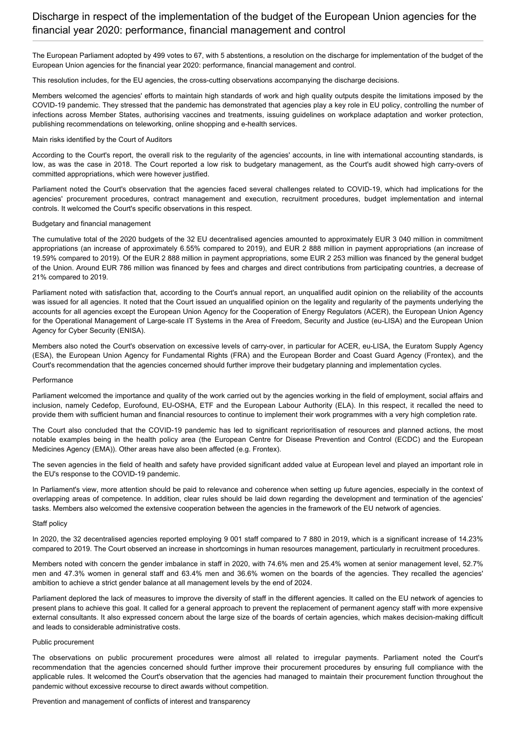# Discharge in respect of the implementation of the budget of the European Union agencies for the financial year 2020: performance, financial management and control

The European Parliament adopted by 499 votes to 67, with 5 abstentions, a resolution on the discharge for implementation of the budget of the European Union agencies for the financial year 2020: performance, financial management and control.

This resolution includes, for the EU agencies, the cross-cutting observations accompanying the discharge decisions.

Members welcomed the agencies' efforts to maintain high standards of work and high quality outputs despite the limitations imposed by the COVID-19 pandemic. They stressed that the pandemic has demonstrated that agencies play a key role in EU policy, controlling the number of infections across Member States, authorising vaccines and treatments, issuing guidelines on workplace adaptation and worker protection, publishing recommendations on teleworking, online shopping and e-health services.

## Main risks identified by the Court of Auditors

According to the Court's report, the overall risk to the regularity of the agencies' accounts, in line with international accounting standards, is low, as was the case in 2018. The Court reported a low risk to budgetary management, as the Court's audit showed high carry-overs of committed appropriations, which were however justified.

Parliament noted the Court's observation that the agencies faced several challenges related to COVID-19, which had implications for the agencies' procurement procedures, contract management and execution, recruitment procedures, budget implementation and internal controls. It welcomed the Court's specific observations in this respect.

## Budgetary and financial management

The cumulative total of the 2020 budgets of the 32 EU decentralised agencies amounted to approximately EUR 3 040 million in commitment appropriations (an increase of approximately 6.55% compared to 2019), and EUR 2 888 million in payment appropriations (an increase of 19.59% compared to 2019). Of the EUR 2 888 million in payment appropriations, some EUR 2 253 million was financed by the general budget of the Union. Around EUR 786 million was financed by fees and charges and direct contributions from participating countries, a decrease of 21% compared to 2019.

Parliament noted with satisfaction that, according to the Court's annual report, an unqualified audit opinion on the reliability of the accounts was issued for all agencies. It noted that the Court issued an unqualified opinion on the legality and regularity of the payments underlying the accounts for all agencies except the European Union Agency for the Cooperation of Energy Regulators (ACER), the European Union Agency for the Operational Management of Large-scale IT Systems in the Area of Freedom, Security and Justice (eu-LISA) and the European Union Agency for Cyber Security (ENISA).

Members also noted the Court's observation on excessive levels of carry-over, in particular for ACER, eu-LISA, the Euratom Supply Agency (ESA), the European Union Agency for Fundamental Rights (FRA) and the European Border and Coast Guard Agency (Frontex), and the Court's recommendation that the agencies concerned should further improve their budgetary planning and implementation cycles.

## Performance

Parliament welcomed the importance and quality of the work carried out by the agencies working in the field of employment, social affairs and inclusion, namely Cedefop, Eurofound, EU-OSHA, ETF and the European Labour Authority (ELA). In this respect, it recalled the need to provide them with sufficient human and financial resources to continue to implement their work programmes with a very high completion rate.

The Court also concluded that the COVID-19 pandemic has led to significant reprioritisation of resources and planned actions, the most notable examples being in the health policy area (the European Centre for Disease Prevention and Control (ECDC) and the European Medicines Agency (EMA)). Other areas have also been affected (e.g. Frontex).

The seven agencies in the field of health and safety have provided significant added value at European level and played an important role in the EU's response to the COVID-19 pandemic.

In Parliament's view, more attention should be paid to relevance and coherence when setting up future agencies, especially in the context of overlapping areas of competence. In addition, clear rules should be laid down regarding the development and termination of the agencies' tasks. Members also welcomed the extensive cooperation between the agencies in the framework of the EU network of agencies.

## Staff policy

In 2020, the 32 decentralised agencies reported employing 9 001 staff compared to 7 880 in 2019, which is a significant increase of 14.23% compared to 2019. The Court observed an increase in shortcomings in human resources management, particularly in recruitment procedures.

Members noted with concern the gender imbalance in staff in 2020, with 74.6% men and 25.4% women at senior management level, 52.7% men and 47.3% women in general staff and 63.4% men and 36.6% women on the boards of the agencies. They recalled the agencies' ambition to achieve a strict gender balance at all management levels by the end of 2024.

Parliament deplored the lack of measures to improve the diversity of staff in the different agencies. It called on the EU network of agencies to present plans to achieve this goal. It called for a general approach to prevent the replacement of permanent agency staff with more expensive external consultants. It also expressed concern about the large size of the boards of certain agencies, which makes decision-making difficult and leads to considerable administrative costs.

## Public procurement

The observations on public procurement procedures were almost all related to irregular payments. Parliament noted the Court's recommendation that the agencies concerned should further improve their procurement procedures by ensuring full compliance with the applicable rules. It welcomed the Court's observation that the agencies had managed to maintain their procurement function throughout the pandemic without excessive recourse to direct awards without competition.

## Prevention and management of conflicts of interest and transparency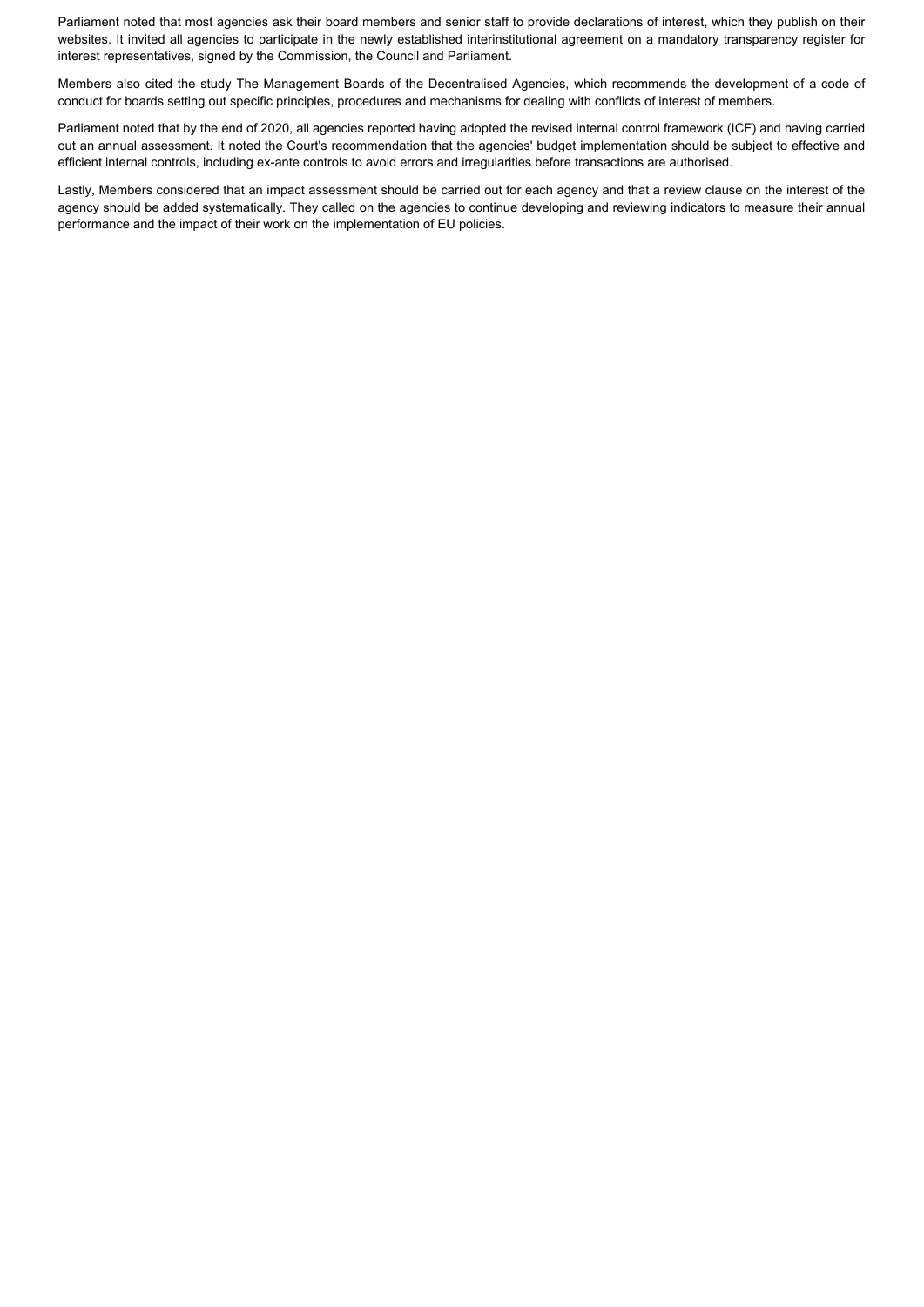Parliament noted that most agencies ask their board members and senior staff to provide declarations of interest, which they publish on their websites. It invited all agencies to participate in the newly established interinstitutional agreement on a mandatory transparency register for interest representatives, signed by the Commission, the Council and Parliament.

Members also cited the study The Management Boards of the Decentralised Agencies, which recommends the development of a code of conduct for boards setting out specific principles, procedures and mechanisms for dealing with conflicts of interest of members.

Parliament noted that by the end of 2020, all agencies reported having adopted the revised internal control framework (ICF) and having carried out an annual assessment. It noted the Court's recommendation that the agencies' budget implementation should be subject to effective and efficient internal controls, including ex-ante controls to avoid errors and irregularities before transactions are authorised.

Lastly, Members considered that an impact assessment should be carried out for each agency and that a review clause on the interest of the agency should be added systematically. They called on the agencies to continue developing and reviewing indicators to measure their annual performance and the impact of their work on the implementation of EU policies.